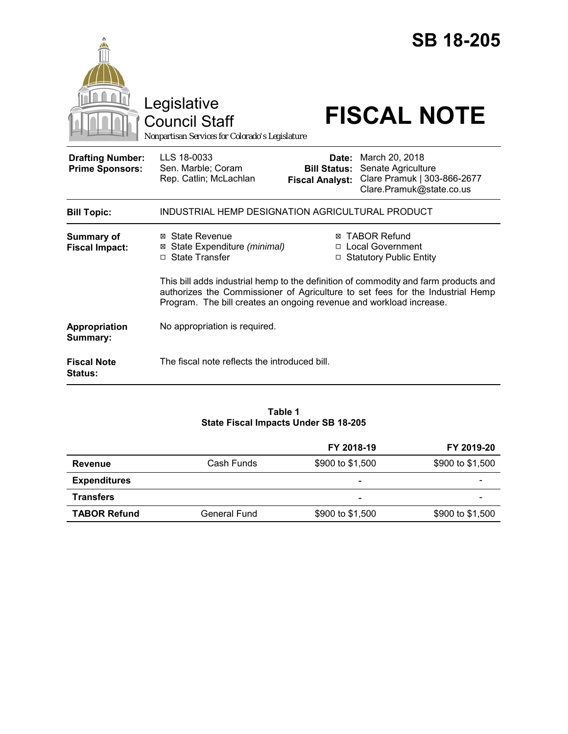# SB 18-205

Legislative Council Staff

*Nonpartisan Services for Colorado's Legislature*

# FISCAL NOTE

| | | | |
|---|---|---|---|
| **Drafting Number:** | LLS 18-0033 | **Date:** | March 20, 2018 |
| **Prime Sponsors:** | Sen. Marble; Coram<br>Rep. Catlin; McLachlan | **Bill Status:** | Senate Agriculture |
| | | **Fiscal Analyst:** | Clare Pramuk \| 303-866-2677<br>Clare.Pramuk@state.co.us |

| | |
|---|---|
| **Bill Topic:** | INDUSTRIAL HEMP DESIGNATION AGRICULTURAL PRODUCT |

**Summary of Fiscal Impact:**

- ☒ State Revenue
- ☒ State Expenditure *(minimal)*
- ☐ State Transfer
- ☒ TABOR Refund
- ☐ Local Government
- ☐ Statutory Public Entity

This bill adds industrial hemp to the definition of commodity and farm products and authorizes the Commissioner of Agriculture to set fees for the Industrial Hemp Program. The bill creates an ongoing revenue and workload increase.

**Appropriation Summary:** No appropriation is required.

**Fiscal Note Status:** The fiscal note reflects the introduced bill.

**Table 1**
**State Fiscal Impacts Under SB 18-205**

| | | FY 2018-19 | FY 2019-20 |
|---|---|---|---|
| **Revenue** | Cash Funds | $900 to $1,500 | $900 to $1,500 |
| **Expenditures** | | - | - |
| **Transfers** | | - | - |
| **TABOR Refund** | General Fund | $900 to $1,500 | $900 to $1,500 |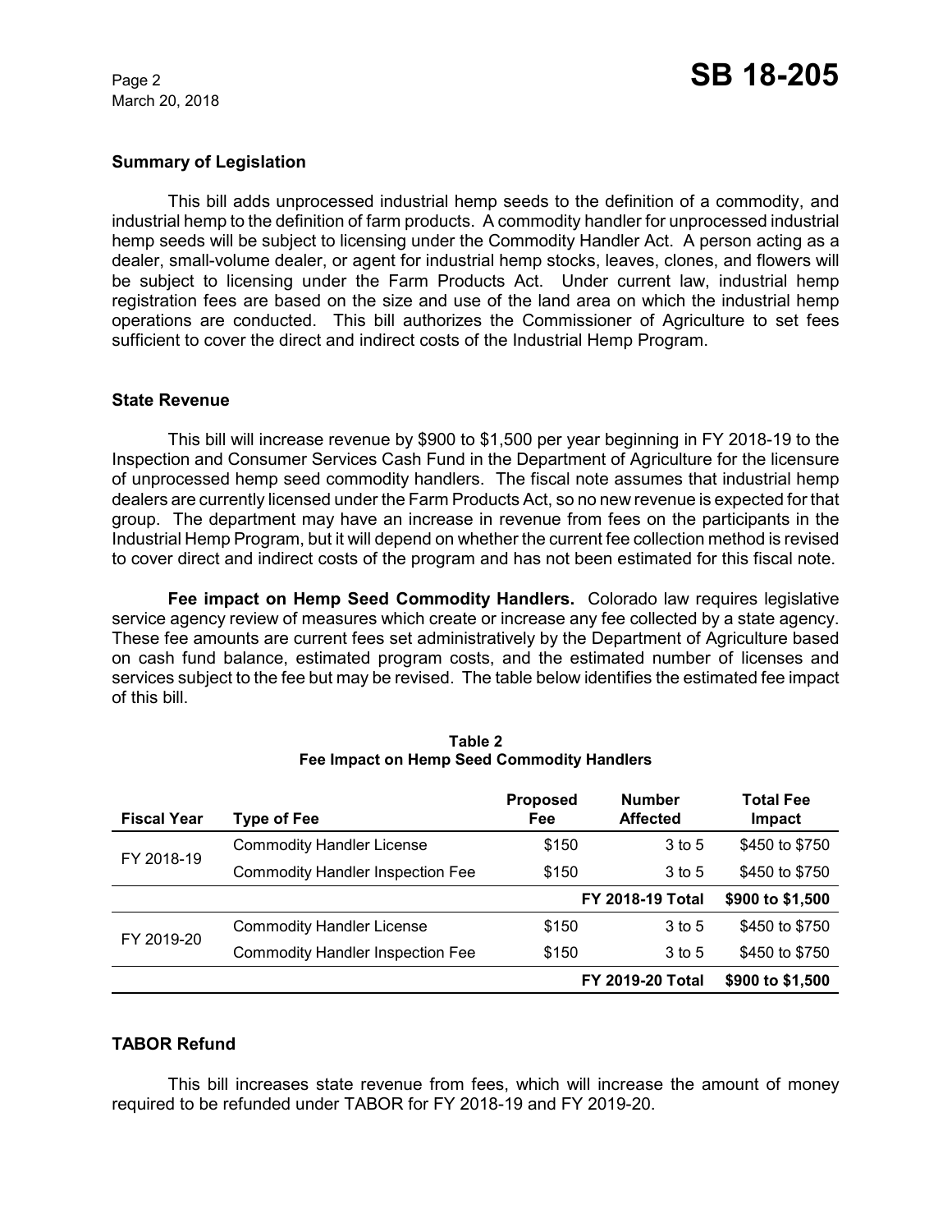## Summary of Legislation

This bill adds unprocessed industrial hemp seeds to the definition of a commodity, and industrial hemp to the definition of farm products. A commodity handler for unprocessed industrial hemp seeds will be subject to licensing under the Commodity Handler Act. A person acting as a dealer, small-volume dealer, or agent for industrial hemp stocks, leaves, clones, and flowers will be subject to licensing under the Farm Products Act. Under current law, industrial hemp registration fees are based on the size and use of the land area on which the industrial hemp operations are conducted. This bill authorizes the Commissioner of Agriculture to set fees sufficient to cover the direct and indirect costs of the Industrial Hemp Program.

## State Revenue

This bill will increase revenue by $900 to $1,500 per year beginning in FY 2018-19 to the Inspection and Consumer Services Cash Fund in the Department of Agriculture for the licensure of unprocessed hemp seed commodity handlers. The fiscal note assumes that industrial hemp dealers are currently licensed under the Farm Products Act, so no new revenue is expected for that group. The department may have an increase in revenue from fees on the participants in the Industrial Hemp Program, but it will depend on whether the current fee collection method is revised to cover direct and indirect costs of the program and has not been estimated for this fiscal note.

**Fee impact on Hemp Seed Commodity Handlers.** Colorado law requires legislative service agency review of measures which create or increase any fee collected by a state agency. These fee amounts are current fees set administratively by the Department of Agriculture based on cash fund balance, estimated program costs, and the estimated number of licenses and services subject to the fee but may be revised. The table below identifies the estimated fee impact of this bill.

**Table 2**
**Fee Impact on Hemp Seed Commodity Handlers**

| Fiscal Year | Type of Fee | Proposed Fee | Number Affected | Total Fee Impact |
|---|---|---|---|---|
| FY 2018-19 | Commodity Handler License | $150 | 3 to 5 | $450 to $750 |
| | Commodity Handler Inspection Fee | $150 | 3 to 5 | $450 to $750 |
| | | | **FY 2018-19 Total** | **$900 to $1,500** |
| FY 2019-20 | Commodity Handler License | $150 | 3 to 5 | $450 to $750 |
| | Commodity Handler Inspection Fee | $150 | 3 to 5 | $450 to $750 |
| | | | **FY 2019-20 Total** | **$900 to $1,500** |

## TABOR Refund

This bill increases state revenue from fees, which will increase the amount of money required to be refunded under TABOR for FY 2018-19 and FY 2019-20.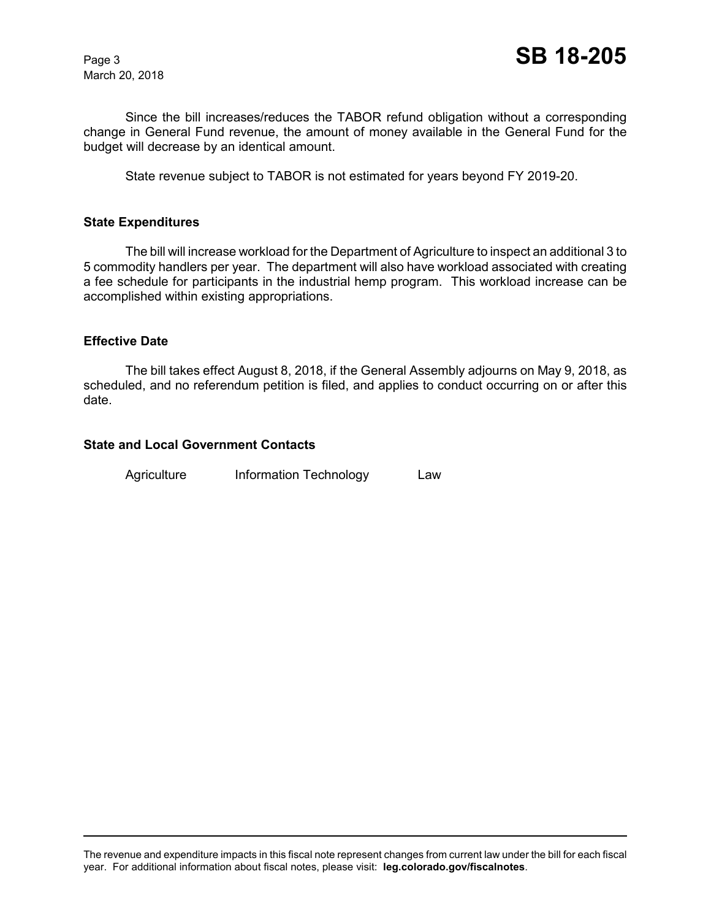Since the bill increases/reduces the TABOR refund obligation without a corresponding change in General Fund revenue, the amount of money available in the General Fund for the budget will decrease by an identical amount.

State revenue subject to TABOR is not estimated for years beyond FY 2019-20.

### State Expenditures

The bill will increase workload for the Department of Agriculture to inspect an additional 3 to 5 commodity handlers per year. The department will also have workload associated with creating a fee schedule for participants in the industrial hemp program. This workload increase can be accomplished within existing appropriations.

### Effective Date

The bill takes effect August 8, 2018, if the General Assembly adjourns on May 9, 2018, as scheduled, and no referendum petition is filed, and applies to conduct occurring on or after this date.

### State and Local Government Contacts

Agriculture  Information Technology  Law

The revenue and expenditure impacts in this fiscal note represent changes from current law under the bill for each fiscal year. For additional information about fiscal notes, please visit: **leg.colorado.gov/fiscalnotes**.